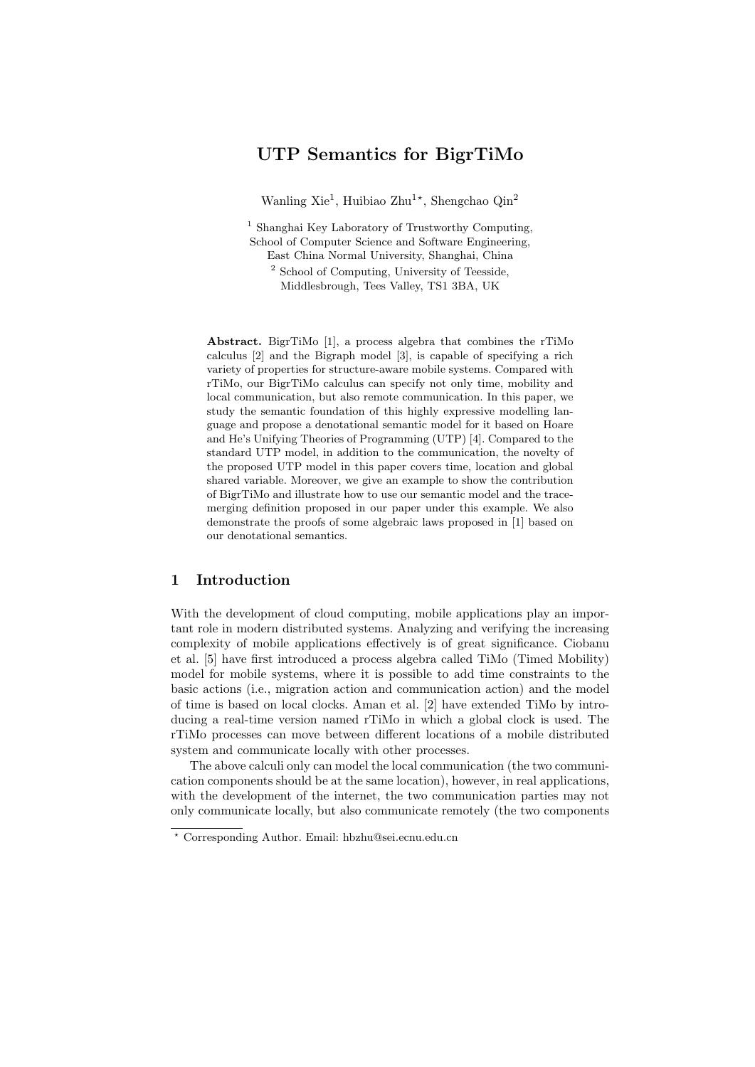# UTP Semantics for BigrTiMo

Wanling Xie[1], Huibiao Zhu[1⋆], Shengchao Qin[2]

[1] Shanghai Key Laboratory of Trustworthy Computing, School of Computer Science and Software Engineering, East China Normal University, Shanghai, China

[2] School of Computing, University of Teesside, Middlesbrough, Tees Valley, TS1 3BA, UK

**Abstract.** BigrTiMo [1], a process algebra that combines the rTiMo calculus [2] and the Bigraph model [3], is capable of specifying a rich variety of properties for structure-aware mobile systems. Compared with rTiMo, our BigrTiMo calculus can specify not only time, mobility and local communication, but also remote communication. In this paper, we study the semantic foundation of this highly expressive modelling language and propose a denotational semantic model for it based on Hoare and He's Unifying Theories of Programming (UTP) [4]. Compared to the standard UTP model, in addition to the communication, the novelty of the proposed UTP model in this paper covers time, location and global shared variable. Moreover, we give an example to show the contribution of BigrTiMo and illustrate how to use our semantic model and the trace-merging definition proposed in our paper under this example. We also demonstrate the proofs of some algebraic laws proposed in [1] based on our denotational semantics.

## 1 Introduction

With the development of cloud computing, mobile applications play an important role in modern distributed systems. Analyzing and verifying the increasing complexity of mobile applications effectively is of great significance. Ciobanu et al. [5] have first introduced a process algebra called TiMo (Timed Mobility) model for mobile systems, where it is possible to add time constraints to the basic actions (i.e., migration action and communication action) and the model of time is based on local clocks. Aman et al. [2] have extended TiMo by introducing a real-time version named rTiMo in which a global clock is used. The rTiMo processes can move between different locations of a mobile distributed system and communicate locally with other processes.

The above calculi only can model the local communication (the two communication components should be at the same location), however, in real applications, with the development of the internet, the two communication parties may not only communicate locally, but also communicate remotely (the two components

⋆ Corresponding Author. Email: hbzhu@sei.ecnu.edu.cn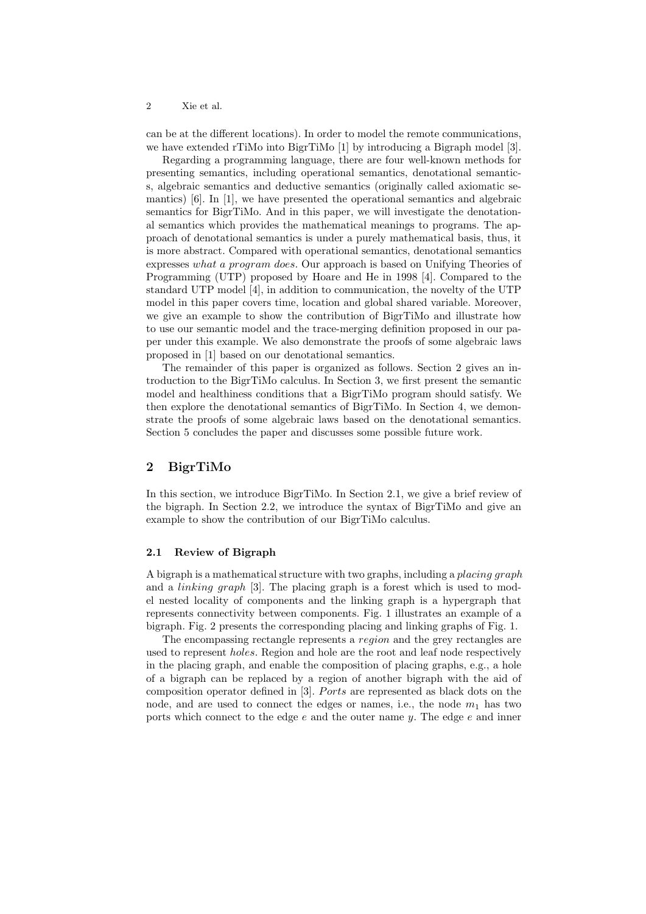can be at the different locations). In order to model the remote communications, we have extended rTiMo into BigrTiMo [1] by introducing a Bigraph model [3].

Regarding a programming language, there are four well-known methods for presenting semantics, including operational semantics, denotational semantics, algebraic semantics and deductive semantics (originally called axiomatic semantics) [6]. In [1], we have presented the operational semantics and algebraic semantics for BigrTiMo. And in this paper, we will investigate the denotational semantics which provides the mathematical meanings to programs. The approach of denotational semantics is under a purely mathematical basis, thus, it is more abstract. Compared with operational semantics, denotational semantics expresses *what a program does*. Our approach is based on Unifying Theories of Programming (UTP) proposed by Hoare and He in 1998 [4]. Compared to the standard UTP model [4], in addition to communication, the novelty of the UTP model in this paper covers time, location and global shared variable. Moreover, we give an example to show the contribution of BigrTiMo and illustrate how to use our semantic model and the trace-merging definition proposed in our paper under this example. We also demonstrate the proofs of some algebraic laws proposed in [1] based on our denotational semantics.

The remainder of this paper is organized as follows. Section 2 gives an introduction to the BigrTiMo calculus. In Section 3, we first present the semantic model and healthiness conditions that a BigrTiMo program should satisfy. We then explore the denotational semantics of BigrTiMo. In Section 4, we demonstrate the proofs of some algebraic laws based on the denotational semantics. Section 5 concludes the paper and discusses some possible future work.

## 2 BigrTiMo

In this section, we introduce BigrTiMo. In Section 2.1, we give a brief review of the bigraph. In Section 2.2, we introduce the syntax of BigrTiMo and give an example to show the contribution of our BigrTiMo calculus.

### 2.1 Review of Bigraph

A bigraph is a mathematical structure with two graphs, including a *placing graph* and a *linking graph* [3]. The placing graph is a forest which is used to model nested locality of components and the linking graph is a hypergraph that represents connectivity between components. Fig. 1 illustrates an example of a bigraph. Fig. 2 presents the corresponding placing and linking graphs of Fig. 1.

The encompassing rectangle represents a *region* and the grey rectangles are used to represent *holes*. Region and hole are the root and leaf node respectively in the placing graph, and enable the composition of placing graphs, e.g., a hole of a bigraph can be replaced by a region of another bigraph with the aid of composition operator defined in [3]. *Ports* are represented as black dots on the node, and are used to connect the edges or names, i.e., the node $m_1$ has two ports which connect to the edge $e$ and the outer name $y$. The edge $e$ and inner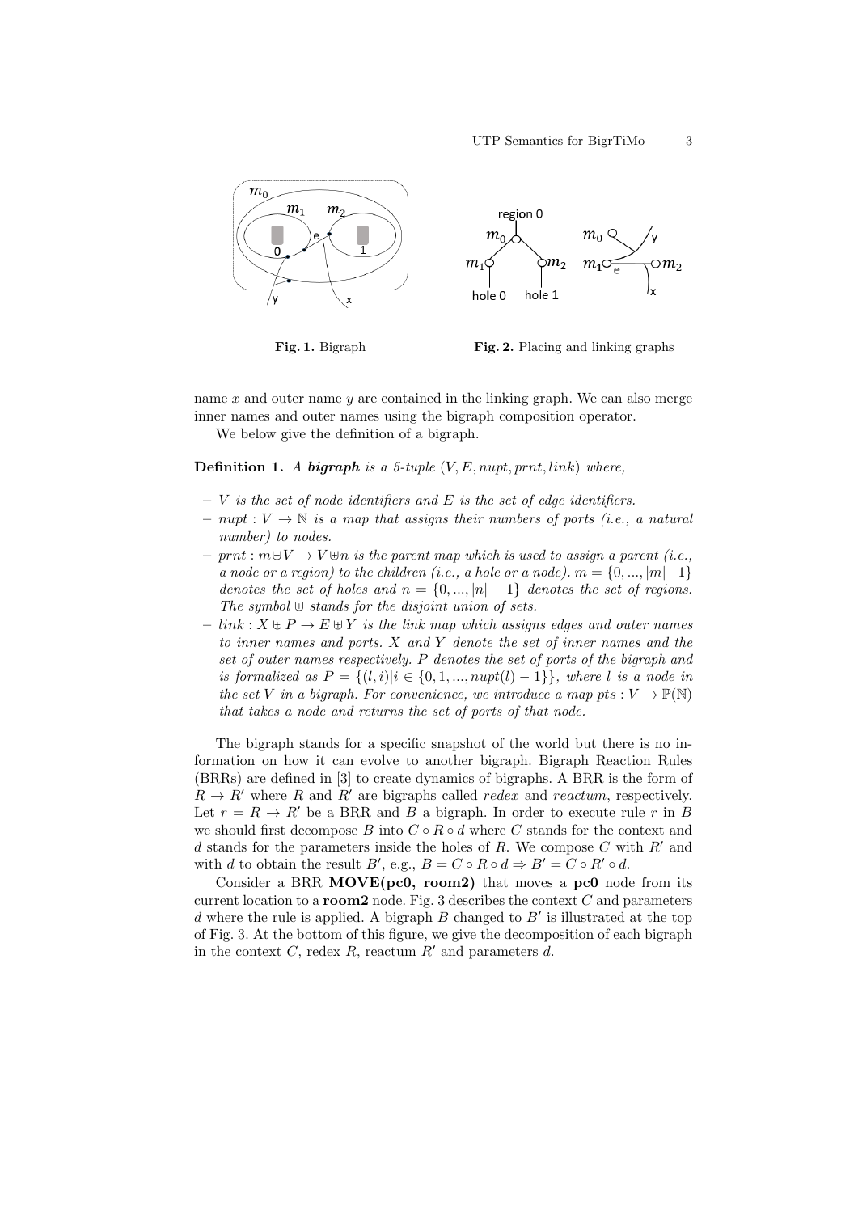Fig. 1. Bigraph

Fig. 2. Placing and linking graphs

name $x$ and outer name $y$ are contained in the linking graph. We can also merge inner names and outer names using the bigraph composition operator.

We below give the definition of a bigraph.

**Definition 1.** *A **bigraph** is a 5-tuple $(V, E, nupt, prnt, link)$ where,*

- *$V$ is the set of node identifiers and $E$ is the set of edge identifiers.*
- *$nupt : V \rightarrow \mathbb{N}$ is a map that assigns their numbers of ports (i.e., a natural number) to nodes.*
- *$prnt : m \uplus V \rightarrow V \uplus n$ is the parent map which is used to assign a parent (i.e., a node or a region) to the children (i.e., a hole or a node). $m = \{0, ..., |m|-1\}$ denotes the set of holes and $n = \{0, ..., |n| - 1\}$ denotes the set of regions. The symbol $\uplus$ stands for the disjoint union of sets.*
- *$link : X \uplus P \rightarrow E \uplus Y$ is the link map which assigns edges and outer names to inner names and ports. $X$ and $Y$ denote the set of inner names and the set of outer names respectively. $P$ denotes the set of ports of the bigraph and is formalized as $P = \{(l, i) | i \in \{0, 1, ..., nupt(l) - 1\}\}$, where $l$ is a node in the set $V$ in a bigraph. For convenience, we introduce a map $pts : V \rightarrow \mathbb{P}(\mathbb{N})$ that takes a node and returns the set of ports of that node.*

The bigraph stands for a specific snapshot of the world but there is no information on how it can evolve to another bigraph. Bigraph Reaction Rules (BRRs) are defined in [3] to create dynamics of bigraphs. A BRR is the form of $R \rightarrow R'$ where $R$ and $R'$ are bigraphs called *redex* and *reactum*, respectively. Let $r = R \rightarrow R'$ be a BRR and $B$ a bigraph. In order to execute rule $r$ in $B$ we should first decompose $B$ into $C \circ R \circ d$ where $C$ stands for the context and $d$ stands for the parameters inside the holes of $R$. We compose $C$ with $R'$ and with $d$ to obtain the result $B'$, e.g., $B = C \circ R \circ d \Rightarrow B' = C \circ R' \circ d$.

Consider a BRR **MOVE(pc0, room2)** that moves a **pc0** node from its current location to a **room2** node. Fig. 3 describes the context $C$ and parameters $d$ where the rule is applied. A bigraph $B$ changed to $B'$ is illustrated at the top of Fig. 3. At the bottom of this figure, we give the decomposition of each bigraph in the context $C$, redex $R$, reactum $R'$ and parameters $d$.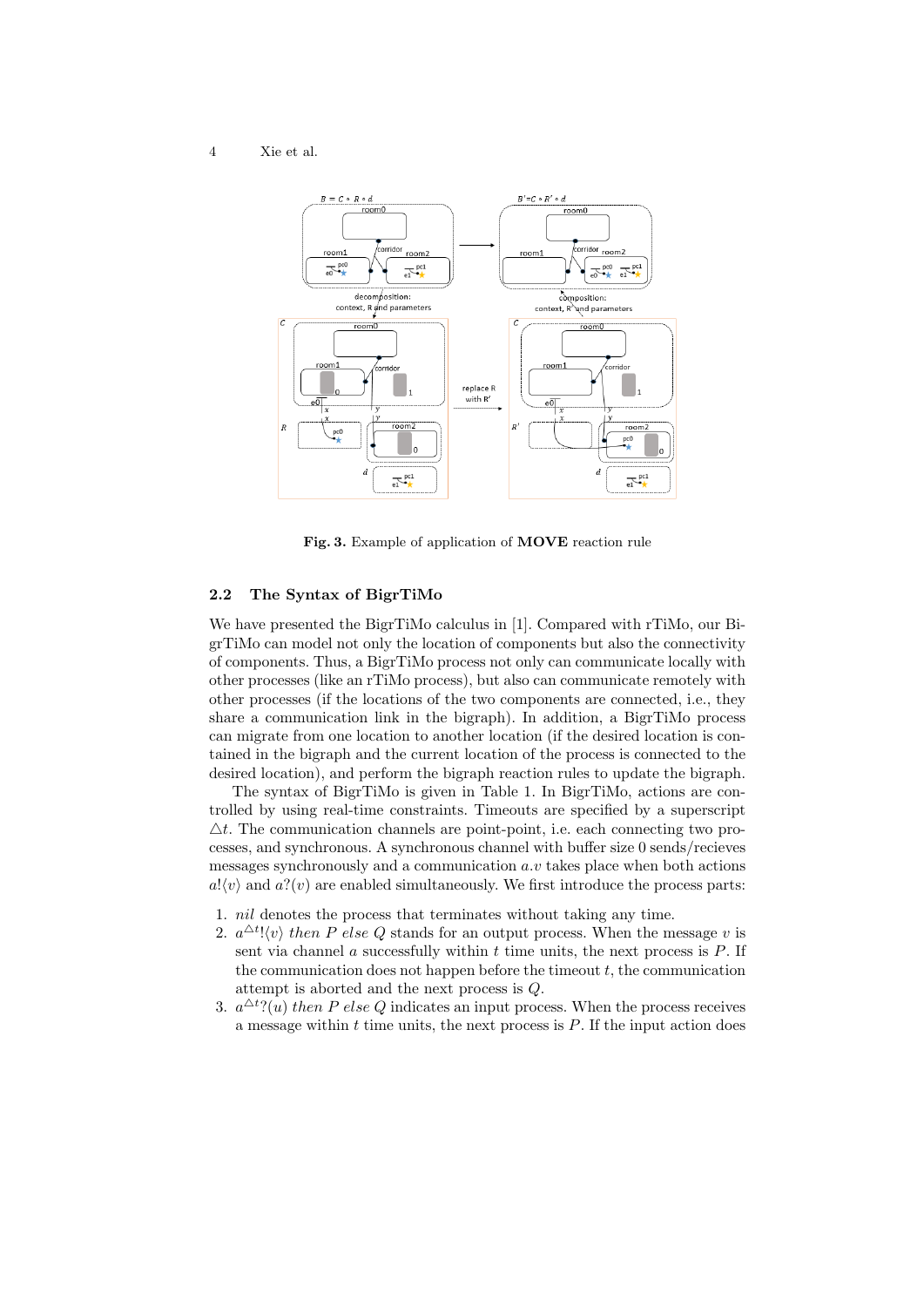Fig. 3. Example of application of **MOVE** reaction rule

### 2.2 The Syntax of BigrTiMo

We have presented the BigrTiMo calculus in [1]. Compared with rTiMo, our BigrTiMo can model not only the location of components but also the connectivity of components. Thus, a BigrTiMo process not only can communicate locally with other processes (like an rTiMo process), but also can communicate remotely with other processes (if the locations of the two components are connected, i.e., they share a communication link in the bigraph). In addition, a BigrTiMo process can migrate from one location to another location (if the desired location is contained in the bigraph and the current location of the process is connected to the desired location), and perform the bigraph reaction rules to update the bigraph.

The syntax of BigrTiMo is given in Table 1. In BigrTiMo, actions are controlled by using real-time constraints. Timeouts are specified by a superscript $\triangle t$. The communication channels are point-point, i.e. each connecting two processes, and synchronous. A synchronous channel with buffer size 0 sends/recieves messages synchronously and a communication $a.v$ takes place when both actions $a!\langle v\rangle$ and $a?(v)$ are enabled simultaneously. We first introduce the process parts:

1. *nil* denotes the process that terminates without taking any time.
2. $a^{\triangle t}!\langle v\rangle$ *then* $P$ *else* $Q$ stands for an output process. When the message $v$ is sent via channel $a$ successfully within $t$ time units, the next process is $P$. If the communication does not happen before the timeout $t$, the communication attempt is aborted and the next process is $Q$.
3. $a^{\triangle t}?(u)$ *then* $P$ *else* $Q$ indicates an input process. When the process receives a message within $t$ time units, the next process is $P$. If the input action does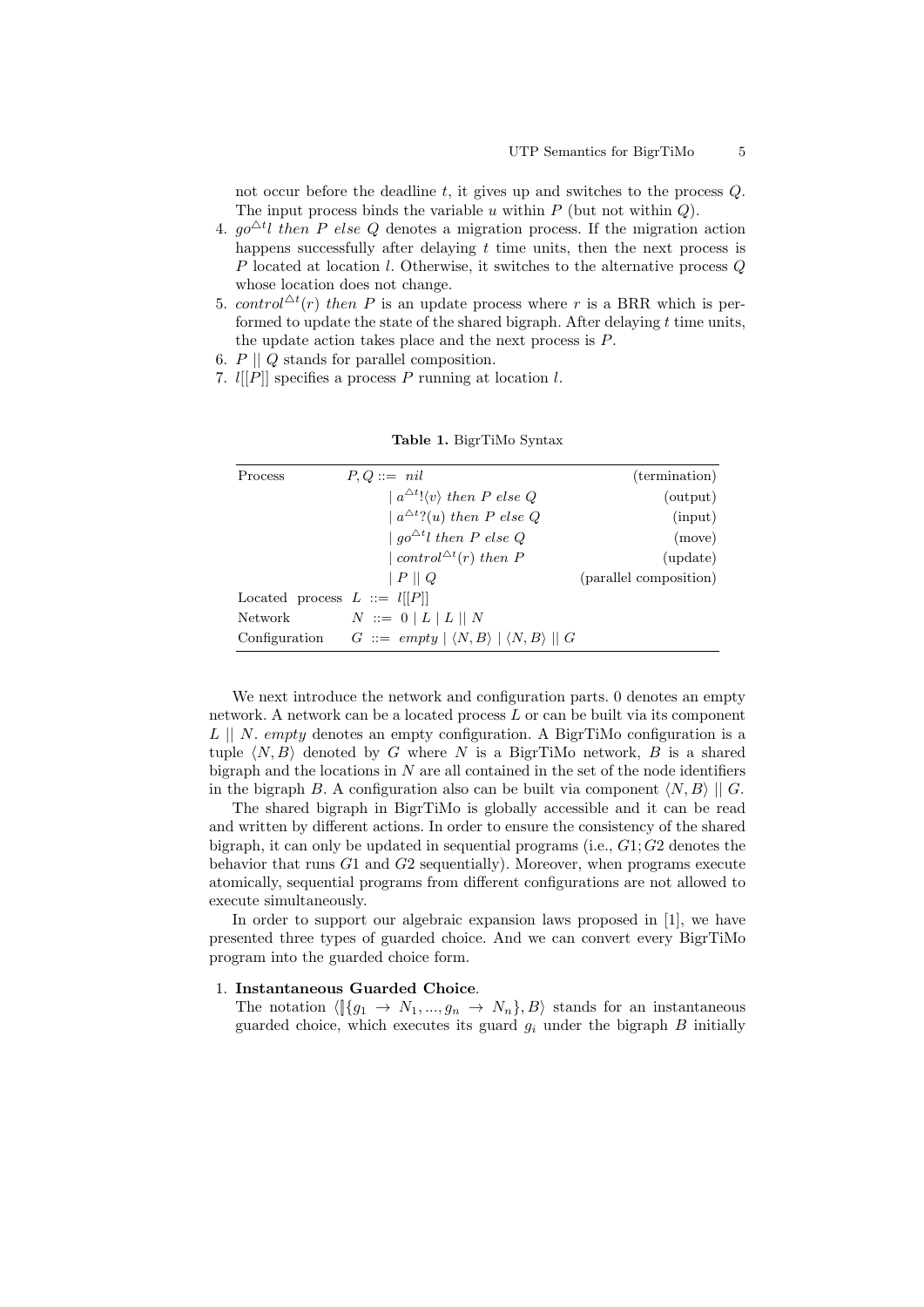not occur before the deadline $t$, it gives up and switches to the process $Q$. The input process binds the variable $u$ within $P$ (but not within $Q$).

4. $go^{\triangle t} l$ *then* $P$ *else* $Q$ denotes a migration process. If the migration action happens successfully after delaying $t$ time units, then the next process is $P$ located at location $l$. Otherwise, it switches to the alternative process $Q$ whose location does not change.
5. $control^{\triangle t}(r)$ *then* $P$ is an update process where $r$ is a BRR which is performed to update the state of the shared bigraph. After delaying $t$ time units, the update action takes place and the next process is $P$.
6. $P \parallel Q$ stands for parallel composition.
7. $l[[P]]$ specifies a process $P$ running at location $l$.

**Table 1.** BigrTiMo Syntax

| | | |
|---|---|---|
| Process | $P, Q ::= nil$ | (termination) |
| | $\mid a^{\triangle t}!\langle v\rangle$ *then* $P$ *else* $Q$ | (output) |
| | $\mid a^{\triangle t}?(u)$ *then* $P$ *else* $Q$ | (input) |
| | $\mid go^{\triangle t} l$ *then* $P$ *else* $Q$ | (move) |
| | $\mid control^{\triangle t}(r)$ *then* $P$ | (update) |
| | $\mid P \parallel Q$ | (parallel composition) |
| Located process | $L ::= l[[P]]$ | |
| Network | $N ::= 0 \mid L \mid L \parallel N$ | |
| Configuration | $G ::= empty \mid \langle N, B\rangle \mid \langle N, B\rangle \parallel G$ | |

We next introduce the network and configuration parts. 0 denotes an empty network. A network can be a located process $L$ or can be built via its component $L \parallel N$. *empty* denotes an empty configuration. A BigrTiMo configuration is a tuple $\langle N, B\rangle$ denoted by $G$ where $N$ is a BigrTiMo network, $B$ is a shared bigraph and the locations in $N$ are all contained in the set of the node identifiers in the bigraph $B$. A configuration also can be built via component $\langle N, B\rangle \parallel G$.

The shared bigraph in BigrTiMo is globally accessible and it can be read and written by different actions. In order to ensure the consistency of the shared bigraph, it can only be updated in sequential programs (i.e., $G1; G2$ denotes the behavior that runs $G1$ and $G2$ sequentially). Moreover, when programs execute atomically, sequential programs from different configurations are not allowed to execute simultaneously.

In order to support our algebraic expansion laws proposed in [1], we have presented three types of guarded choice. And we can convert every BigrTiMo program into the guarded choice form.

1. **Instantaneous Guarded Choice**.
   The notation $\langle [\![\{g_1 \rightarrow N_1, ..., g_n \rightarrow N_n\}, B\rangle$ stands for an instantaneous guarded choice, which executes its guard $g_i$ under the bigraph $B$ initially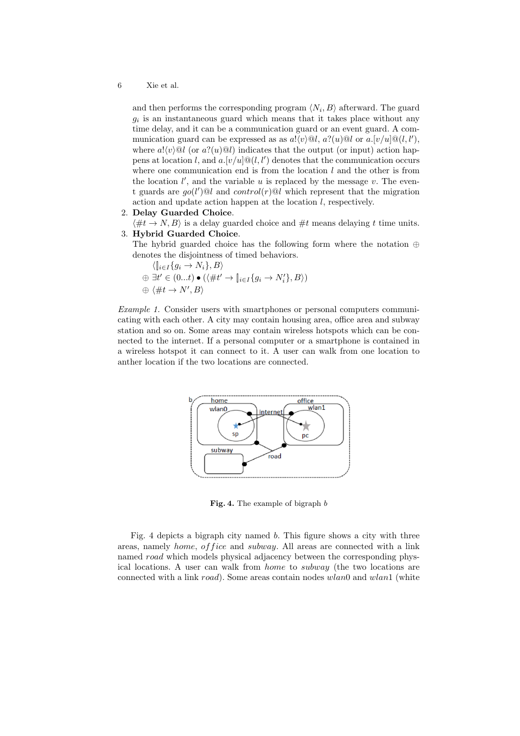and then performs the corresponding program $\langle N_i, B\rangle$ afterward. The guard $g_i$ is an instantaneous guard which means that it takes place without any time delay, and it can be a communication guard or an event guard. A communication guard can be expressed as as $a!\langle v\rangle@l$, $a?(u)@l$ or $a.[v/u]@(l, l')$, where $a!\langle v\rangle@l$ (or $a?(u)@l$) indicates that the output (or input) action happens at location $l$, and $a.[v/u]@(l, l')$ denotes that the communication occurs where one communication end is from the location $l$ and the other is from the location $l'$, and the variable $u$ is replaced by the message $v$. The event guards are $go(l')@l$ and $control(r)@l$ which represent that the migration action and update action happen at the location $l$, respectively.

2. **Delay Guarded Choice**.
   $\langle \#t \rightarrow N, B\rangle$ is a delay guarded choice and $\#t$ means delaying $t$ time units.
3. **Hybrid Guarded Choice**.
   The hybrid guarded choice has the following form where the notation $\oplus$ denotes the disjointness of timed behaviors.
   $\langle \|_{i\in I}\{g_i \rightarrow N_i\}, B\rangle$
   $\oplus\ \exists t' \in (0...t) \bullet (\langle \#t' \rightarrow \|_{i\in I}\{g_i \rightarrow N_i'\}, B\rangle)$
   $\oplus\ \langle \#t \rightarrow N', B\rangle$

*Example 1.* Consider users with smartphones or personal computers communicating with each other. A city may contain housing area, office area and subway station and so on. Some areas may contain wireless hotspots which can be connected to the internet. If a personal computer or a smartphone is contained in a wireless hotspot it can connect to it. A user can walk from one location to anther location if the two locations are connected.

**Fig. 4.** The example of bigraph $b$

Fig. 4 depicts a bigraph city named $b$. This figure shows a city with three areas, namely *home*, *office* and *subway*. All areas are connected with a link named *road* which models physical adjacency between the corresponding physical locations. A user can walk from *home* to *subway* (the two locations are connected with a link *road*). Some areas contain nodes *wlan*0 and *wlan*1 (white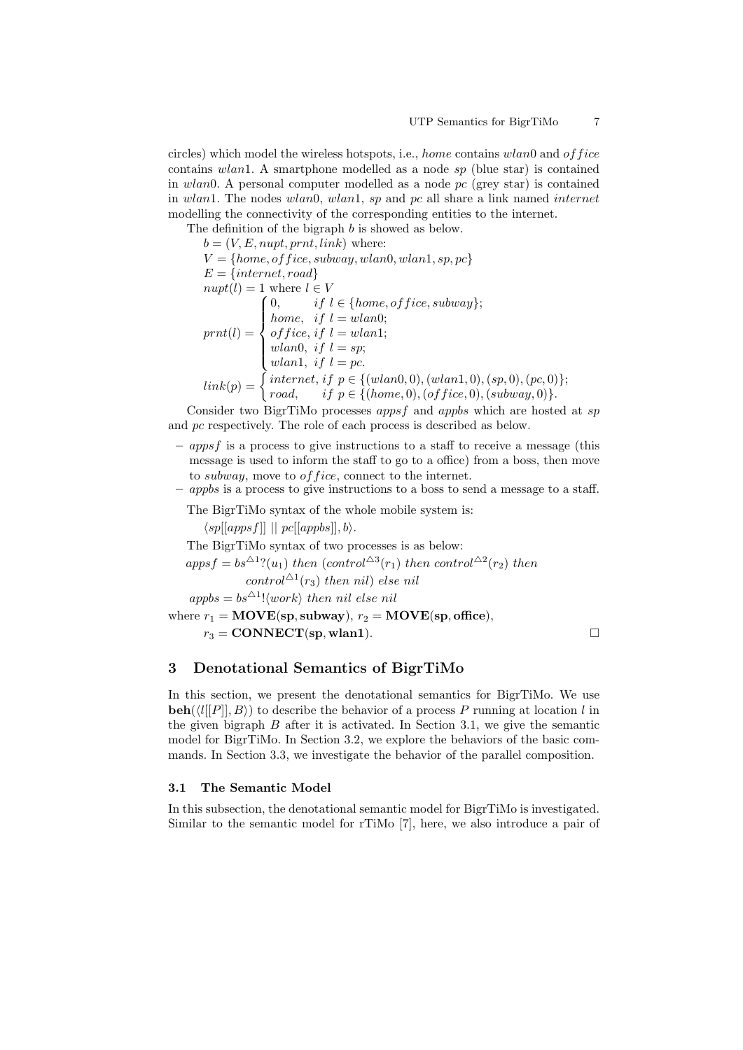circles) which model the wireless hotspots, i.e., $home$ contains $wlan0$ and $office$ contains $wlan1$. A smartphone modelled as a node $sp$ (blue star) is contained in $wlan0$. A personal computer modelled as a node $pc$ (grey star) is contained in $wlan1$. The nodes $wlan0$, $wlan1$, $sp$ and $pc$ all share a link named $internet$ modelling the connectivity of the corresponding entities to the internet.

The definition of the bigraph $b$ is showed as below.

$b = (V, E, nupt, prnt, link)$ where:

$V = \{home, office, subway, wlan0, wlan1, sp, pc\}$

$E = \{internet, road\}$

$nupt(l) = 1$ where $l \in V$

$$prnt(l) = \begin{cases} 0, & if\ l \in \{home, office, subway\}; \\ home, & if\ l = wlan0; \\ office, & if\ l = wlan1; \\ wlan0, & if\ l = sp; \\ wlan1, & if\ l = pc. \end{cases}$$

$$link(p) = \begin{cases} internet, & if\ p \in \{(wlan0, 0), (wlan1, 0), (sp, 0), (pc, 0)\}; \\ road, & if\ p \in \{(home, 0), (office, 0), (subway, 0)\}. \end{cases}$$

Consider two BigrTiMo processes $appsf$ and $appbs$ which are hosted at $sp$ and $pc$ respectively. The role of each process is described as below.

- $appsf$ is a process to give instructions to a staff to receive a message (this message is used to inform the staff to go to a office) from a boss, then move to $subway$, move to $office$, connect to the internet.
- $appbs$ is a process to give instructions to a boss to send a message to a staff.

The BigrTiMo syntax of the whole mobile system is:

$\langle sp[[appsf]] \mid\mid pc[[appbs]], b\rangle$.

The BigrTiMo syntax of two processes is as below:

$appsf = bs^{\triangle 1}?(u_1)\ then\ (control^{\triangle 3}(r_1)\ then\ control^{\triangle 2}(r_2)\ then$
$\quad control^{\triangle 1}(r_3)\ then\ nil)\ else\ nil$

$appbs = bs^{\triangle 1}!\langle work\rangle\ then\ nil\ else\ nil$

where $r_1 = \mathbf{MOVE}(\mathbf{sp}, \mathbf{subway})$, $r_2 = \mathbf{MOVE}(\mathbf{sp}, \mathbf{office})$,
$r_3 = \mathbf{CONNECT}(\mathbf{sp}, \mathbf{wlan1})$. □

## 3 Denotational Semantics of BigrTiMo

In this section, we present the denotational semantics for BigrTiMo. We use $\mathbf{beh}(\langle l[[P]], B\rangle)$ to describe the behavior of a process $P$ running at location $l$ in the given bigraph $B$ after it is activated. In Section 3.1, we give the semantic model for BigrTiMo. In Section 3.2, we explore the behaviors of the basic commands. In Section 3.3, we investigate the behavior of the parallel composition.

### 3.1 The Semantic Model

In this subsection, the denotational semantic model for BigrTiMo is investigated. Similar to the semantic model for rTiMo [7], here, we also introduce a pair of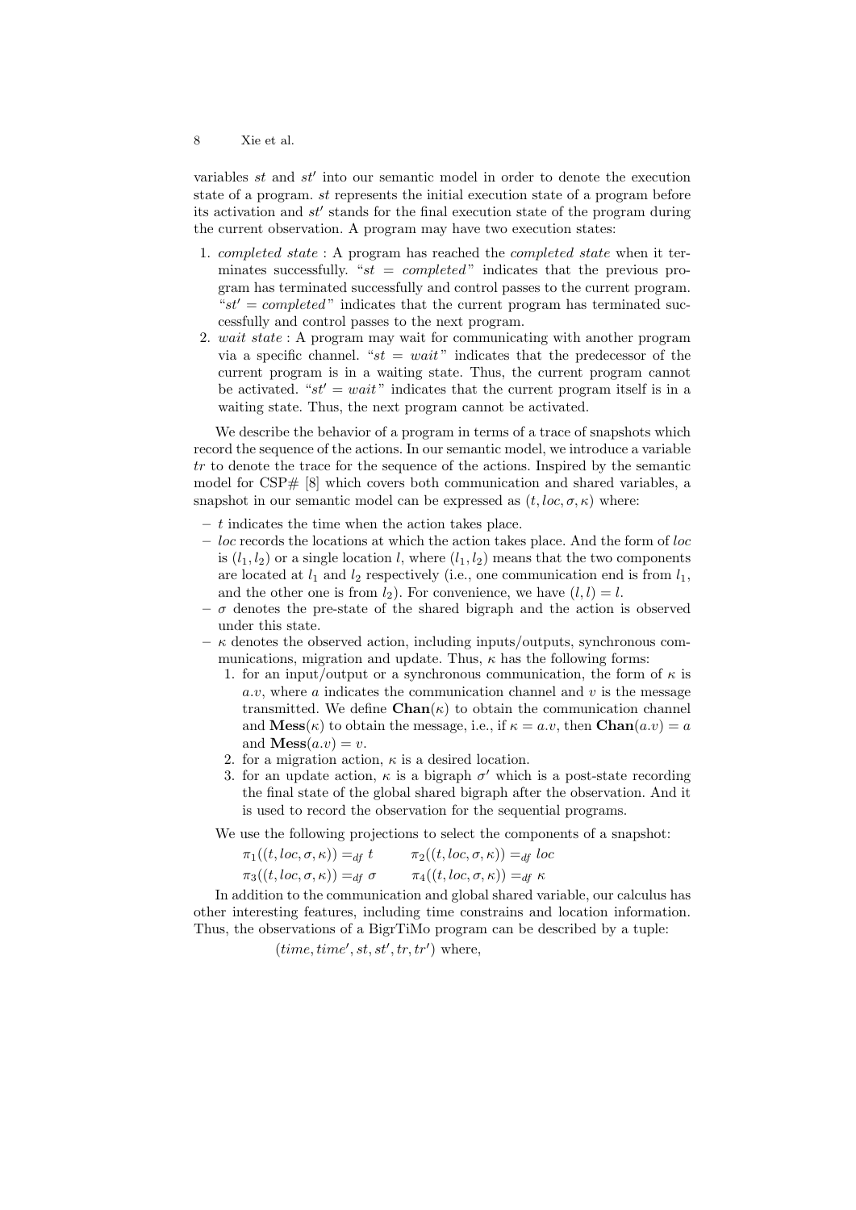variables $st$ and $st'$ into our semantic model in order to denote the execution state of a program. $st$ represents the initial execution state of a program before its activation and $st'$ stands for the final execution state of the program during the current observation. A program may have two execution states:

1. *completed state* : A program has reached the *completed state* when it terminates successfully. "$st = completed$" indicates that the previous program has terminated successfully and control passes to the current program. "$st' = completed$" indicates that the current program has terminated successfully and control passes to the next program.
2. *wait state* : A program may wait for communicating with another program via a specific channel. "$st = wait$" indicates that the predecessor of the current program is in a waiting state. Thus, the current program cannot be activated. "$st' = wait$" indicates that the current program itself is in a waiting state. Thus, the next program cannot be activated.

We describe the behavior of a program in terms of a trace of snapshots which record the sequence of the actions. In our semantic model, we introduce a variable $tr$ to denote the trace for the sequence of the actions. Inspired by the semantic model for CSP# [8] which covers both communication and shared variables, a snapshot in our semantic model can be expressed as $(t, loc, \sigma, \kappa)$ where:

- $t$ indicates the time when the action takes place.
- $loc$ records the locations at which the action takes place. And the form of $loc$ is $(l_1, l_2)$ or a single location $l$, where $(l_1, l_2)$ means that the two components are located at $l_1$ and $l_2$ respectively (i.e., one communication end is from $l_1$, and the other one is from $l_2$). For convenience, we have $(l, l) = l$.
- $\sigma$ denotes the pre-state of the shared bigraph and the action is observed under this state.
- $\kappa$ denotes the observed action, including inputs/outputs, synchronous communications, migration and update. Thus, $\kappa$ has the following forms:
  1. for an input/output or a synchronous communication, the form of $\kappa$ is $a.v$, where $a$ indicates the communication channel and $v$ is the message transmitted. We define $\mathbf{Chan}(\kappa)$ to obtain the communication channel and $\mathbf{Mess}(\kappa)$ to obtain the message, i.e., if $\kappa = a.v$, then $\mathbf{Chan}(a.v) = a$ and $\mathbf{Mess}(a.v) = v$.
  2. for a migration action, $\kappa$ is a desired location.
  3. for an update action, $\kappa$ is a bigraph $\sigma'$ which is a post-state recording the final state of the global shared bigraph after the observation. And it is used to record the observation for the sequential programs.

We use the following projections to select the components of a snapshot:

$$\pi_1((t, loc, \sigma, \kappa)) =_{df} t \qquad \pi_2((t, loc, \sigma, \kappa)) =_{df} loc$$

$$\pi_3((t, loc, \sigma, \kappa)) =_{df} \sigma \qquad \pi_4((t, loc, \sigma, \kappa)) =_{df} \kappa$$

In addition to the communication and global shared variable, our calculus has other interesting features, including time constrains and location information. Thus, the observations of a BigrTiMo program can be described by a tuple:

$(time, time', st, st', tr, tr')$ where,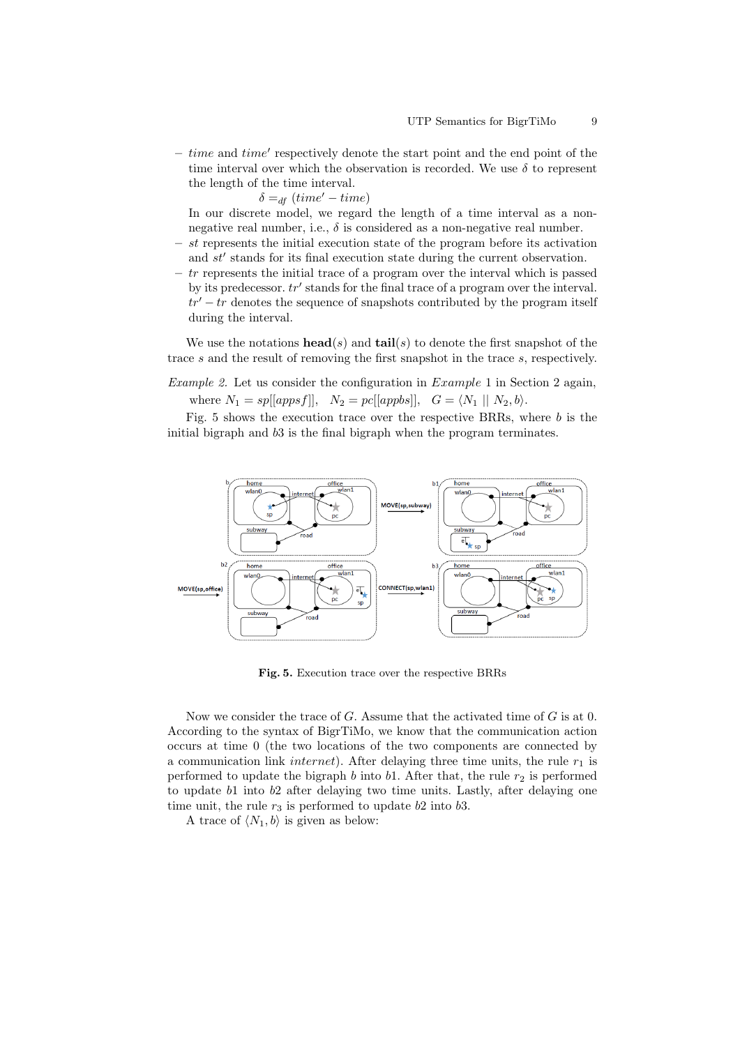- $time$ and $time'$ respectively denote the start point and the end point of the time interval over which the observation is recorded. We use $\delta$ to represent the length of the time interval.

  $\delta =_{df} (time' - time)$

  In our discrete model, we regard the length of a time interval as a non-negative real number, i.e., $\delta$ is considered as a non-negative real number.
- $st$ represents the initial execution state of the program before its activation and $st'$ stands for its final execution state during the current observation.
- $tr$ represents the initial trace of a program over the interval which is passed by its predecessor. $tr'$ stands for the final trace of a program over the interval. $tr' - tr$ denotes the sequence of snapshots contributed by the program itself during the interval.

We use the notations **head**$(s)$ and **tail**$(s)$ to denote the first snapshot of the trace $s$ and the result of removing the first snapshot in the trace $s$, respectively.

*Example 2.* Let us consider the configuration in *Example* 1 in Section 2 again, where $N_1 = sp[[appsf]]$, $N_2 = pc[[appbs]]$, $G = \langle N_1 \parallel N_2, b\rangle$.

Fig. 5 shows the execution trace over the respective BRRs, where $b$ is the initial bigraph and $b3$ is the final bigraph when the program terminates.

**Fig. 5.** Execution trace over the respective BRRs

Now we consider the trace of $G$. Assume that the activated time of $G$ is at 0. According to the syntax of BigrTiMo, we know that the communication action occurs at time 0 (the two locations of the two components are connected by a communication link *internet*). After delaying three time units, the rule $r_1$ is performed to update the bigraph $b$ into $b1$. After that, the rule $r_2$ is performed to update $b1$ into $b2$ after delaying two time units. Lastly, after delaying one time unit, the rule $r_3$ is performed to update $b2$ into $b3$.

A trace of $\langle N_1, b\rangle$ is given as below: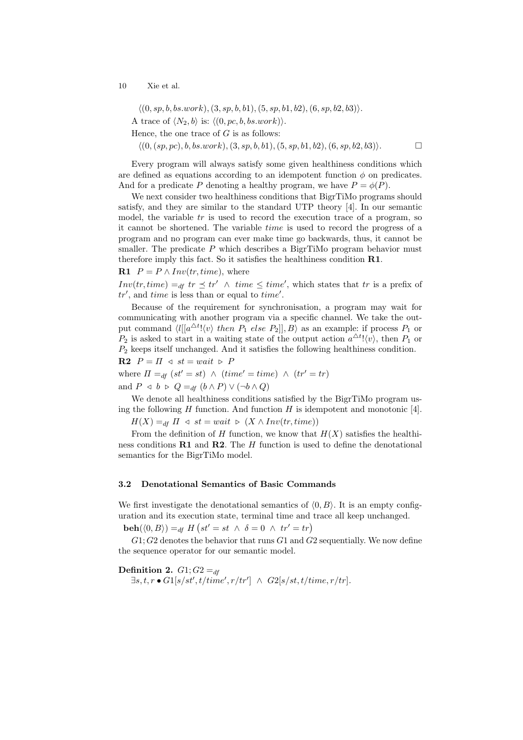$\langle(0, sp, b, bs.work), (3, sp, b, b1), (5, sp, b1, b2), (6, sp, b2, b3)\rangle$.

A trace of $\langle N_2, b\rangle$ is: $\langle(0, pc, b, bs.work)\rangle$.

Hence, the one trace of $G$ is as follows:

$\langle(0, (sp, pc), b, bs.work), (3, sp, b, b1), (5, sp, b1, b2), (6, sp, b2, b3)\rangle$. □

Every program will always satisfy some given healthiness conditions which are defined as equations according to an idempotent function $\phi$ on predicates. And for a predicate $P$ denoting a healthy program, we have $P = \phi(P)$.

We next consider two healthiness conditions that BigrTiMo programs should satisfy, and they are similar to the standard UTP theory [4]. In our semantic model, the variable $tr$ is used to record the execution trace of a program, so it cannot be shortened. The variable $time$ is used to record the progress of a program and no program can ever make time go backwards, thus, it cannot be smaller. The predicate $P$ which describes a BigrTiMo program behavior must therefore imply this fact. So it satisfies the healthiness condition **R1**.

**R1** $P = P \wedge Inv(tr, time)$, where

$Inv(tr, time) =_{df} tr \preceq tr' \wedge time \leq time'$, which states that $tr$ is a prefix of $tr'$, and $time$ is less than or equal to $time'$.

Because of the requirement for synchronisation, a program may wait for communicating with another program via a specific channel. We take the output command $\langle l[[a^{\triangle t}!\langle v\rangle \ then\ P_1\ else\ P_2]], B\rangle$ as an example: if process $P_1$ or $P_2$ is asked to start in a waiting state of the output action $a^{\triangle t}!\langle v\rangle$, then $P_1$ or $P_2$ keeps itself unchanged. And it satisfies the following healthiness condition.

**R2** $P = \mathit{\Pi} \triangleleft st = wait \triangleright P$

where $\mathit{\Pi} =_{df} (st' = st) \wedge (time' = time) \wedge (tr' = tr)$

and $P \triangleleft b \triangleright Q =_{df} (b \wedge P) \vee (\neg b \wedge Q)$

We denote all healthiness conditions satisfied by the BigrTiMo program using the following $H$ function. And function $H$ is idempotent and monotonic [4].

$H(X) =_{df} \mathit{\Pi} \triangleleft st = wait \triangleright (X \wedge Inv(tr, time))$

From the definition of $H$ function, we know that $H(X)$ satisfies the healthiness conditions **R1** and **R2**. The $H$ function is used to define the denotational semantics for the BigrTiMo model.

### 3.2 Denotational Semantics of Basic Commands

We first investigate the denotational semantics of $\langle 0, B\rangle$. It is an empty configuration and its execution state, terminal time and trace all keep unchanged.

$\mathbf{beh}(\langle 0, B\rangle) =_{df} H\left(st' = st \wedge \delta = 0 \wedge tr' = tr\right)$

$G1; G2$ denotes the behavior that runs $G1$ and $G2$ sequentially. We now define the sequence operator for our semantic model.

**Definition 2.** $G1; G2 =_{df}$
$\exists s, t, r \bullet G1[s/st', t/time', r/tr'] \wedge G2[s/st, t/time, r/tr]$.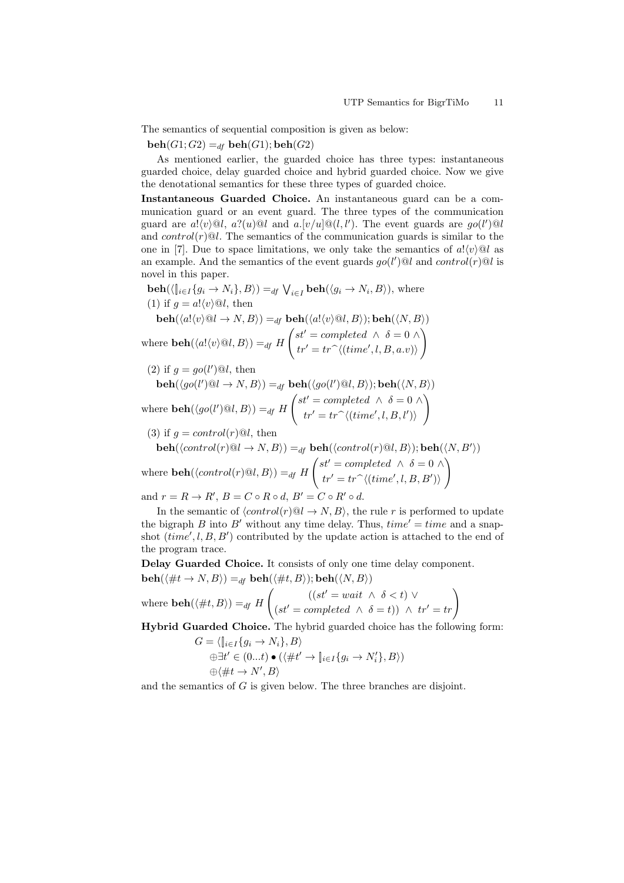The semantics of sequential composition is given as below:

$\mathbf{beh}(G1; G2) =_{df} \mathbf{beh}(G1); \mathbf{beh}(G2)$

As mentioned earlier, the guarded choice has three types: instantaneous guarded choice, delay guarded choice and hybrid guarded choice. Now we give the denotational semantics for these three types of guarded choice.

**Instantaneous Guarded Choice.** An instantaneous guard can be a communication guard or an event guard. The three types of the communication guard are $a!\langle v\rangle@l$, $a?(u)@l$ and $a.[v/u]@(l, l')$. The event guards are $go(l')@l$ and $control(r)@l$. The semantics of the communication guards is similar to the one in [7]. Due to space limitations, we only take the semantics of $a!\langle v\rangle@l$ as an example. And the semantics of the event guards $go(l')@l$ and $control(r)@l$ is novel in this paper.

$\mathbf{beh}(\langle \|_{i\in I}\{g_i \to N_i\}, B\rangle) =_{df} \bigvee_{i\in I} \mathbf{beh}(\langle g_i \to N_i, B\rangle)$, where

(1) if $g = a!\langle v\rangle@l$, then

$\mathbf{beh}(\langle a!\langle v\rangle@l \to N, B\rangle) =_{df} \mathbf{beh}(\langle a!\langle v\rangle@l, B\rangle); \mathbf{beh}(\langle N, B\rangle)$

where $\mathbf{beh}(\langle a!\langle v\rangle@l, B\rangle) =_{df} H \begin{pmatrix} st' = completed \ \wedge \ \delta = 0 \ \wedge \\ tr' = tr^\frown\langle(time', l, B, a.v)\rangle \end{pmatrix}$

(2) if $g = go(l')@l$, then

$\mathbf{beh}(\langle go(l')@l \to N, B\rangle) =_{df} \mathbf{beh}(\langle go(l')@l, B\rangle); \mathbf{beh}(\langle N, B\rangle)$

where $\mathbf{beh}(\langle go(l')@l, B\rangle) =_{df} H \begin{pmatrix} st' = completed \ \wedge \ \delta = 0 \ \wedge \\ tr' = tr^\frown\langle(time', l, B, l')\rangle \end{pmatrix}$

(3) if $g = control(r)@l$, then

$\mathbf{beh}(\langle control(r)@l \to N, B\rangle) =_{df} \mathbf{beh}(\langle control(r)@l, B\rangle); \mathbf{beh}(\langle N, B'\rangle)$

where $\mathbf{beh}(\langle control(r)@l, B\rangle) =_{df} H \begin{pmatrix} st' = completed \ \wedge \ \delta = 0 \ \wedge \\ tr' = tr^\frown\langle(time', l, B, B')\rangle \end{pmatrix}$

and $r = R \to R'$, $B = C \circ R \circ d$, $B' = C \circ R' \circ d$.

In the semantic of $\langle control(r)@l \to N, B\rangle$, the rule $r$ is performed to update the bigraph $B$ into $B'$ without any time delay. Thus, $time' = time$ and a snapshot $(time', l, B, B')$ contributed by the update action is attached to the end of the program trace.

**Delay Guarded Choice.** It consists of only one time delay component.

$\mathbf{beh}(\langle \#t \to N, B\rangle) =_{df} \mathbf{beh}(\langle \#t, B\rangle); \mathbf{beh}(\langle N, B\rangle)$

where $\mathbf{beh}(\langle \#t, B\rangle) =_{df} H \begin{pmatrix} ((st' = wait \ \wedge \ \delta < t) \ \vee \\ (st' = completed \ \wedge \ \delta = t)) \ \wedge \ tr' = tr \end{pmatrix}$

**Hybrid Guarded Choice.** The hybrid guarded choice has the following form:

$$\begin{aligned} G = \ & \langle \|_{i\in I}\{g_i \to N_i\}, B\rangle \\ & \oplus \exists t' \in (0...t) \bullet (\langle \#t' \to \|_{i\in I}\{g_i \to N_i'\}, B\rangle) \\ & \oplus \langle \#t \to N', B\rangle \end{aligned}$$

and the semantics of $G$ is given below. The three branches are disjoint.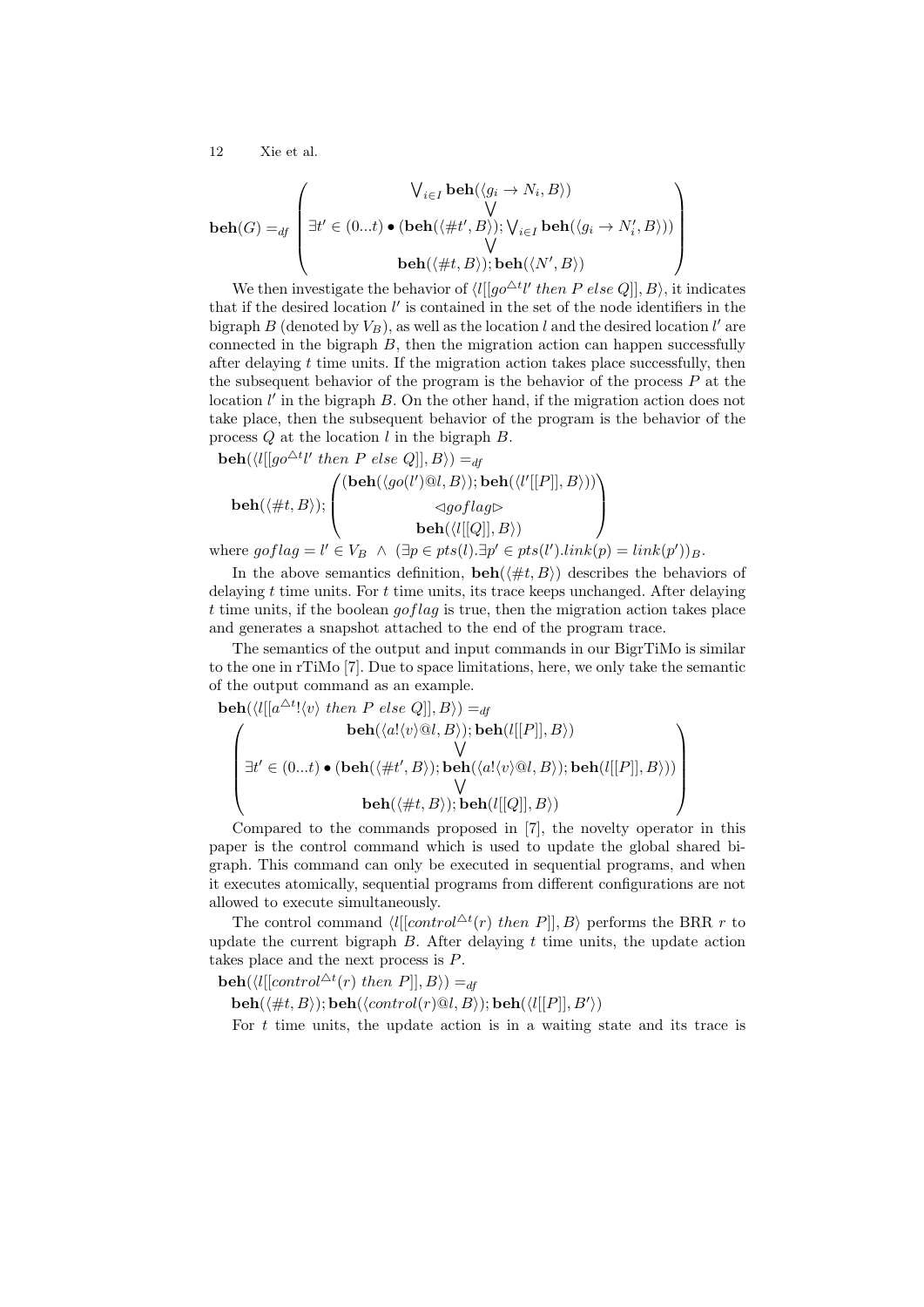$$\mathbf{beh}(G) =_{df} \begin{pmatrix} \bigvee_{i \in I} \mathbf{beh}(\langle g_i \rightarrow N_i, B \rangle) \\ \bigvee \\ \exists t' \in (0...t) \bullet (\mathbf{beh}(\langle \#t', B \rangle); \bigvee_{i \in I} \mathbf{beh}(\langle g_i \rightarrow N'_i, B \rangle)) \\ \bigvee \\ \mathbf{beh}(\langle \#t, B \rangle); \mathbf{beh}(\langle N', B \rangle) \end{pmatrix}$$

We then investigate the behavior of $\langle l[[go^{\triangle t} l' \ then \ P \ else \ Q]], B \rangle$, it indicates that if the desired location $l'$ is contained in the set of the node identifiers in the bigraph $B$ (denoted by $V_B$), as well as the location $l$ and the desired location $l'$ are connected in the bigraph $B$, then the migration action can happen successfully after delaying $t$ time units. If the migration action takes place successfully, then the subsequent behavior of the program is the behavior of the process $P$ at the location $l'$ in the bigraph $B$. On the other hand, if the migration action does not take place, then the subsequent behavior of the program is the behavior of the process $Q$ at the location $l$ in the bigraph $B$.

$\mathbf{beh}(\langle l[[go^{\triangle t} l' \ then \ P \ else \ Q]], B \rangle) =_{df}$

$$\mathbf{beh}(\langle \#t, B \rangle); \begin{pmatrix} (\mathbf{beh}(\langle go(l')@l, B \rangle); \mathbf{beh}(\langle l'[[P]], B \rangle)) \\ \lhd goflag \rhd \\ \mathbf{beh}(\langle l[[Q]], B \rangle) \end{pmatrix}$$

where $goflag = l' \in V_B \ \wedge \ (\exists p \in pts(l). \exists p' \in pts(l').link(p) = link(p'))_B$.

In the above semantics definition, $\mathbf{beh}(\langle \#t, B \rangle)$ describes the behaviors of delaying $t$ time units. For $t$ time units, its trace keeps unchanged. After delaying $t$ time units, if the boolean $goflag$ is true, then the migration action takes place and generates a snapshot attached to the end of the program trace.

The semantics of the output and input commands in our BigrTiMo is similar to the one in rTiMo [7]. Due to space limitations, here, we only take the semantic of the output command as an example.

$\mathbf{beh}(\langle l[[a^{\triangle t}!\langle v \rangle \ then \ P \ else \ Q]], B \rangle) =_{df}$

$$\begin{pmatrix} \mathbf{beh}(\langle a!\langle v \rangle @l, B \rangle); \mathbf{beh}(l[[P]], B \rangle) \\ \bigvee \\ \exists t' \in (0...t) \bullet (\mathbf{beh}(\langle \#t', B \rangle); \mathbf{beh}(\langle a!\langle v \rangle @l, B \rangle); \mathbf{beh}(l[[P]], B \rangle)) \\ \bigvee \\ \mathbf{beh}(\langle \#t, B \rangle); \mathbf{beh}(l[[Q]], B \rangle) \end{pmatrix}$$

Compared to the commands proposed in [7], the novelty operator in this paper is the control command which is used to update the global shared bigraph. This command can only be executed in sequential programs, and when it executes atomically, sequential programs from different configurations are not allowed to execute simultaneously.

The control command $\langle l[[control^{\triangle t}(r) \ then \ P]], B \rangle$ performs the BRR $r$ to update the current bigraph $B$. After delaying $t$ time units, the update action takes place and the next process is $P$.

$\mathbf{beh}(\langle l[[control^{\triangle t}(r) \ then \ P]], B \rangle) =_{df}$

$\quad \mathbf{beh}(\langle \#t, B \rangle); \mathbf{beh}(\langle control(r)@l, B \rangle); \mathbf{beh}(\langle l[[P]], B' \rangle)$

For $t$ time units, the update action is in a waiting state and its trace is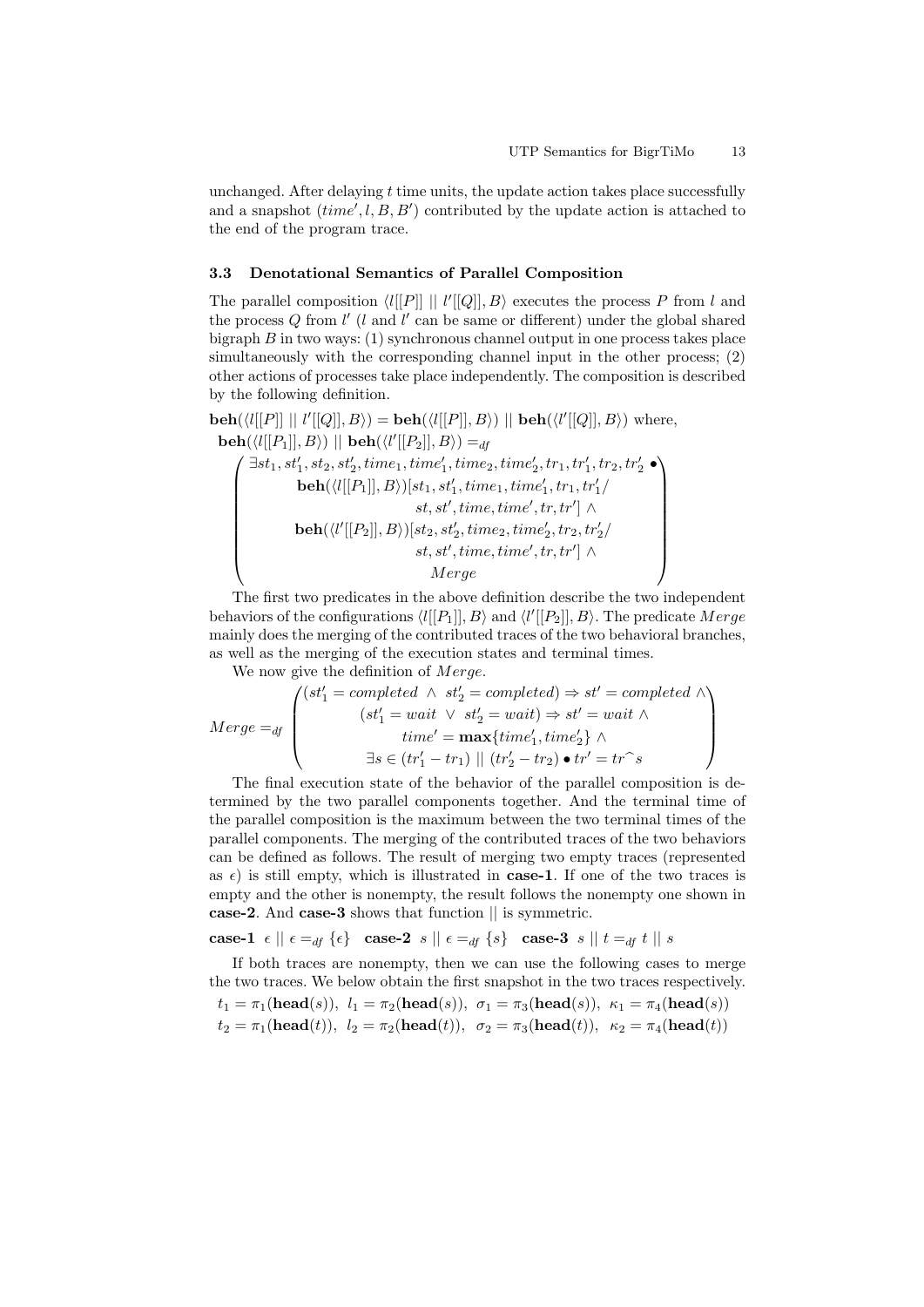unchanged. After delaying $t$ time units, the update action takes place successfully and a snapshot $(time', l, B, B')$ contributed by the update action is attached to the end of the program trace.

### 3.3 Denotational Semantics of Parallel Composition

The parallel composition $\langle l[[P]] \mid\mid l'[[Q]], B\rangle$ executes the process $P$ from $l$ and the process $Q$ from $l'$ ($l$ and $l'$ can be same or different) under the global shared bigraph $B$ in two ways: (1) synchronous channel output in one process takes place simultaneously with the corresponding channel input in the other process; (2) other actions of processes take place independently. The composition is described by the following definition.

$$\mathbf{beh}(\langle l[[P]] \mid\mid l'[[Q]], B\rangle) = \mathbf{beh}(\langle l[[P]], B\rangle) \mid\mid \mathbf{beh}(\langle l'[[Q]], B\rangle) \text{ where,}$$

$$\mathbf{beh}(\langle l[[P_1]], B\rangle) \mid\mid \mathbf{beh}(\langle l'[[P_2]], B\rangle) =_{df}$$

$$\left(\begin{array}{c} \exists st_1, st_1', st_2, st_2', time_1, time_1', time_2, time_2', tr_1, tr_1', tr_2, tr_2' \bullet \\ \mathbf{beh}(\langle l[[P_1]], B\rangle)[st_1, st_1', time_1, time_1', tr_1, tr_1'/ \\ st, st', time, time', tr, tr'] \wedge \\ \mathbf{beh}(\langle l'[[P_2]], B\rangle)[st_2, st_2', time_2, time_2', tr_2, tr_2'/ \\ st, st', time, time', tr, tr'] \wedge \\ Merge \end{array}\right)$$

The first two predicates in the above definition describe the two independent behaviors of the configurations $\langle l[[P_1]], B\rangle$ and $\langle l'[[P_2]], B\rangle$. The predicate $Merge$ mainly does the merging of the contributed traces of the two behavioral branches, as well as the merging of the execution states and terminal times.

We now give the definition of $Merge$.

$$Merge =_{df} \left(\begin{array}{c} (st_1' = completed \ \wedge \ st_2' = completed) \Rightarrow st' = completed \ \wedge \\ (st_1' = wait \ \vee \ st_2' = wait) \Rightarrow st' = wait \ \wedge \\ time' = \mathbf{max}\{time_1', time_2'\} \ \wedge \\ \exists s \in (tr_1' - tr_1) \mid\mid (tr_2' - tr_2) \bullet tr' = tr^\frown s \end{array}\right)$$

The final execution state of the behavior of the parallel composition is determined by the two parallel components together. And the terminal time of the parallel composition is the maximum between the two terminal times of the parallel components. The merging of the contributed traces of the two behaviors can be defined as follows. The result of merging two empty traces (represented as $\epsilon$) is still empty, which is illustrated in **case-1**. If one of the two traces is empty and the other is nonempty, the result follows the nonempty one shown in **case-2**. And **case-3** shows that function $\mid\mid$ is symmetric.

**case-1** $\epsilon \mid\mid \epsilon =_{df} \{\epsilon\}$ **case-2** $s \mid\mid \epsilon =_{df} \{s\}$ **case-3** $s \mid\mid t =_{df} t \mid\mid s$

If both traces are nonempty, then we can use the following cases to merge the two traces. We below obtain the first snapshot in the two traces respectively.

$t_1 = \pi_1(\mathbf{head}(s)),\ l_1 = \pi_2(\mathbf{head}(s)),\ \sigma_1 = \pi_3(\mathbf{head}(s)),\ \kappa_1 = \pi_4(\mathbf{head}(s))$

$t_2 = \pi_1(\mathbf{head}(t)),\ l_2 = \pi_2(\mathbf{head}(t)),\ \sigma_2 = \pi_3(\mathbf{head}(t)),\ \kappa_2 = \pi_4(\mathbf{head}(t))$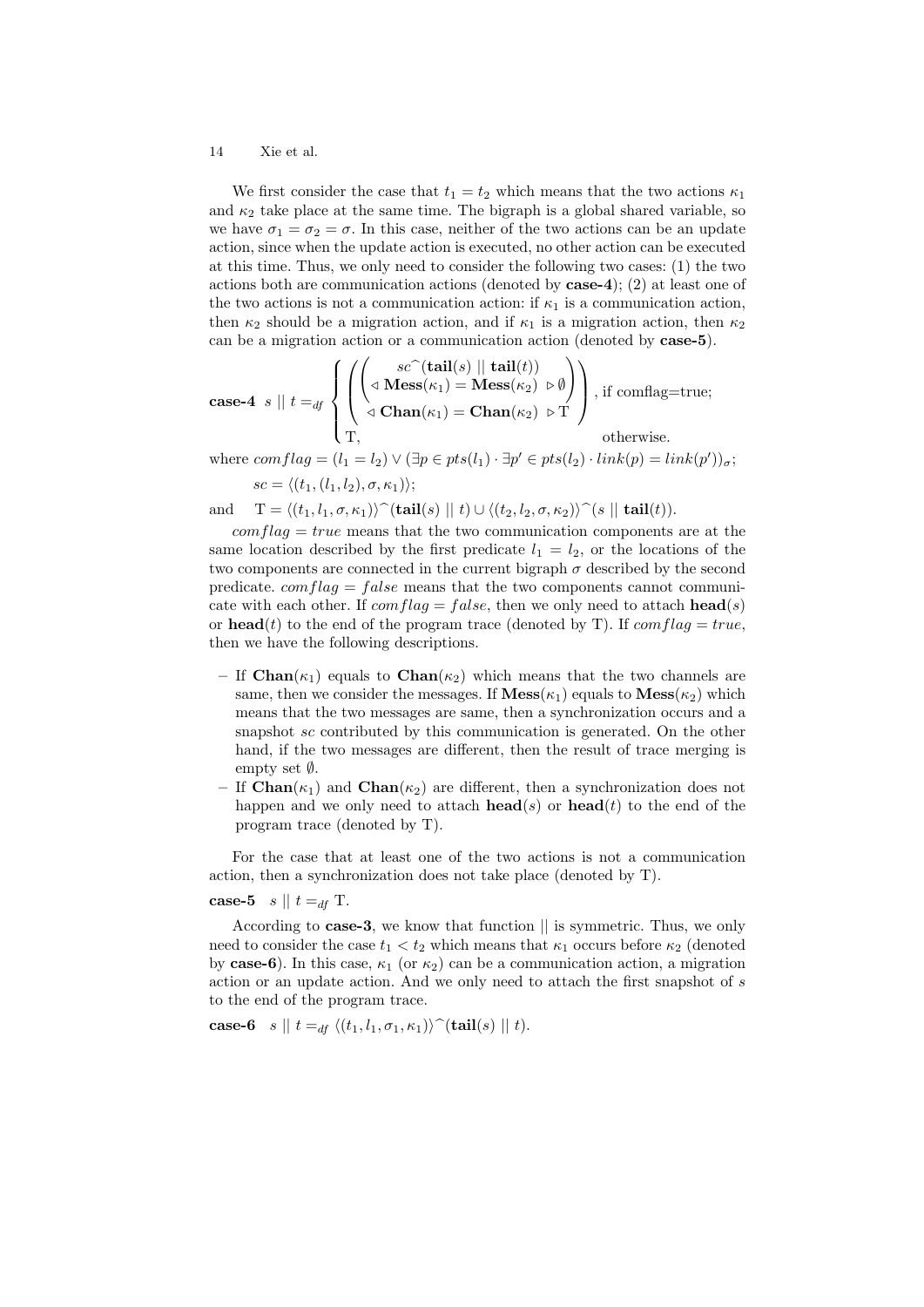We first consider the case that $t_1 = t_2$ which means that the two actions $\kappa_1$ and $\kappa_2$ take place at the same time. The bigraph is a global shared variable, so we have $\sigma_1 = \sigma_2 = \sigma$. In this case, neither of the two actions can be an update action, since when the update action is executed, no other action can be executed at this time. Thus, we only need to consider the following two cases: (1) the two actions both are communication actions (denoted by **case-4**); (2) at least one of the two actions is not a communication action: if $\kappa_1$ is a communication action, then $\kappa_2$ should be a migration action, and if $\kappa_1$ is a migration action, then $\kappa_2$ can be a migration action or a communication action (denoted by **case-5**).

**case-4** $s \parallel t =_{df} \begin{cases} \left( \left( \begin{array}{c} sc^\frown(\mathbf{tail}(s) \parallel \mathbf{tail}(t)) \\ \lhd\, \mathbf{Mess}(\kappa_1) = \mathbf{Mess}(\kappa_2) \,\rhd \emptyset \end{array} \right) \begin{array}{c} \\ \lhd\, \mathbf{Chan}(\kappa_1) = \mathbf{Chan}(\kappa_2) \,\rhd \mathrm{T} \end{array} \right), & \text{if comflag=true;} \\ \mathrm{T}, & \text{otherwise.} \end{cases}$

where $comflag = (l_1 = l_2) \vee (\exists p \in pts(l_1) \cdot \exists p' \in pts(l_2) \cdot link(p) = link(p'))_\sigma$;

$sc = \langle (t_1, (l_1, l_2), \sigma, \kappa_1) \rangle$;

and $\quad \mathrm{T} = \langle (t_1, l_1, \sigma, \kappa_1) \rangle^\frown(\mathbf{tail}(s) \parallel t) \cup \langle (t_2, l_2, \sigma, \kappa_2) \rangle^\frown(s \parallel \mathbf{tail}(t))$.

$comflag = true$ means that the two communication components are at the same location described by the first predicate $l_1 = l_2$, or the locations of the two components are connected in the current bigraph $\sigma$ described by the second predicate. $comflag = false$ means that the two components cannot communicate with each other. If $comflag = false$, then we only need to attach $\mathbf{head}(s)$ or $\mathbf{head}(t)$ to the end of the program trace (denoted by T). If $comflag = true$, then we have the following descriptions.

- If $\mathbf{Chan}(\kappa_1)$ equals to $\mathbf{Chan}(\kappa_2)$ which means that the two channels are same, then we consider the messages. If $\mathbf{Mess}(\kappa_1)$ equals to $\mathbf{Mess}(\kappa_2)$ which means that the two messages are same, then a synchronization occurs and a snapshot $sc$ contributed by this communication is generated. On the other hand, if the two messages are different, then the result of trace merging is empty set $\emptyset$.
- If $\mathbf{Chan}(\kappa_1)$ and $\mathbf{Chan}(\kappa_2)$ are different, then a synchronization does not happen and we only need to attach $\mathbf{head}(s)$ or $\mathbf{head}(t)$ to the end of the program trace (denoted by T).

For the case that at least one of the two actions is not a communication action, then a synchronization does not take place (denoted by T).

**case-5** $\quad s \parallel t =_{df} \mathrm{T}$.

According to **case-3**, we know that function $\parallel$ is symmetric. Thus, we only need to consider the case $t_1 < t_2$ which means that $\kappa_1$ occurs before $\kappa_2$ (denoted by **case-6**). In this case, $\kappa_1$ (or $\kappa_2$) can be a communication action, a migration action or an update action. And we only need to attach the first snapshot of $s$ to the end of the program trace.

**case-6** $\quad s \parallel t =_{df} \langle (t_1, l_1, \sigma_1, \kappa_1) \rangle^\frown(\mathbf{tail}(s) \parallel t)$.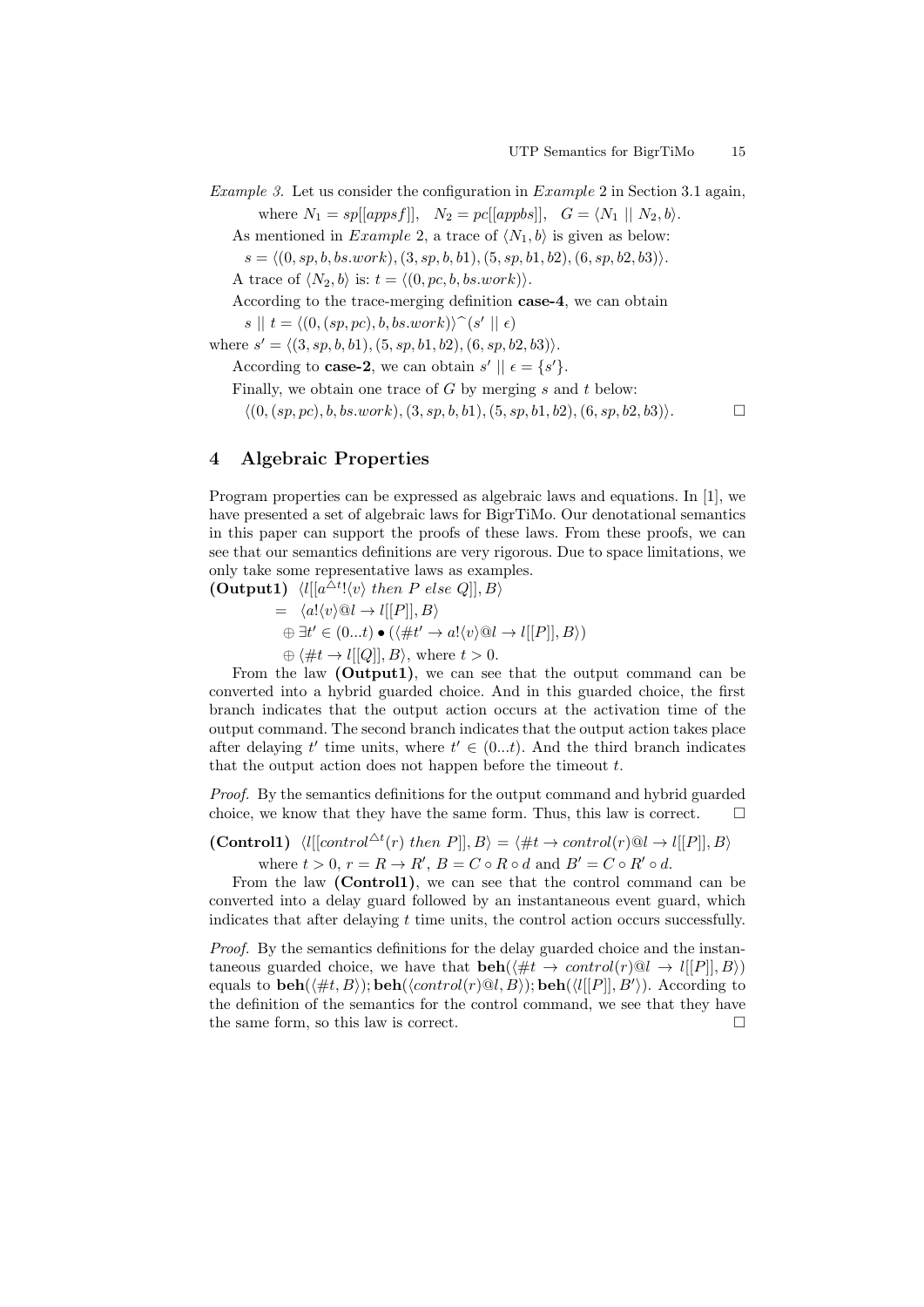*Example 3.* Let us consider the configuration in *Example* 2 in Section 3.1 again, where $N_1 = sp[[appsf]]$, $N_2 = pc[[appbs]]$, $G = \langle N_1 \parallel N_2, b\rangle$.

As mentioned in *Example* 2, a trace of $\langle N_1, b\rangle$ is given as below:

$s = \langle (0, sp, b, bs.work), (3, sp, b, b1), (5, sp, b1, b2), (6, sp, b2, b3)\rangle$.

A trace of $\langle N_2, b\rangle$ is: $t = \langle (0, pc, b, bs.work)\rangle$.

According to the trace-merging definition **case-4**, we can obtain

$s \parallel t = \langle (0, (sp, pc), b, bs.work)\rangle^\frown (s' \parallel \epsilon)$

where $s' = \langle (3, sp, b, b1), (5, sp, b1, b2), (6, sp, b2, b3)\rangle$.

According to **case-2**, we can obtain $s' \parallel \epsilon = \{s'\}$.

Finally, we obtain one trace of $G$ by merging $s$ and $t$ below:

$\langle (0, (sp, pc), b, bs.work), (3, sp, b, b1), (5, sp, b1, b2), (6, sp, b2, b3)\rangle$. □

## 4 Algebraic Properties

Program properties can be expressed as algebraic laws and equations. In [1], we have presented a set of algebraic laws for BigrTiMo. Our denotational semantics in this paper can support the proofs of these laws. From these proofs, we can see that our semantics definitions are very rigorous. Due to space limitations, we only take some representative laws as examples.

**(Output1)** $\langle l[[a^{\triangle t}!\langle v\rangle \ then \ P \ else \ Q]], B\rangle$

$$= \langle a!\langle v\rangle @l \rightarrow l[[P]], B\rangle$$
$$\oplus \exists t' \in (0...t) \bullet (\langle \# t' \rightarrow a!\langle v\rangle @l \rightarrow l[[P]], B\rangle)$$
$$\oplus \langle \# t \rightarrow l[[Q]], B\rangle, \text{ where } t > 0.$$

From the law **(Output1)**, we can see that the output command can be converted into a hybrid guarded choice. And in this guarded choice, the first branch indicates that the output action occurs at the activation time of the output command. The second branch indicates that the output action takes place after delaying $t'$ time units, where $t' \in (0...t)$. And the third branch indicates that the output action does not happen before the timeout $t$.

*Proof.* By the semantics definitions for the output command and hybrid guarded choice, we know that they have the same form. Thus, this law is correct. □

**(Control1)** $\langle l[[control^{\triangle t}(r) \ then \ P]], B\rangle = \langle \# t \rightarrow control(r)@l \rightarrow l[[P]], B\rangle$

where $t > 0$, $r = R \rightarrow R'$, $B = C \circ R \circ d$ and $B' = C \circ R' \circ d$.

From the law **(Control1)**, we can see that the control command can be converted into a delay guard followed by an instantaneous event guard, which indicates that after delaying $t$ time units, the control action occurs successfully.

*Proof.* By the semantics definitions for the delay guarded choice and the instantaneous guarded choice, we have that $\mathbf{beh}(\langle \# t \rightarrow control(r)@l \rightarrow l[[P]], B\rangle)$ equals to $\mathbf{beh}(\langle \# t, B\rangle); \mathbf{beh}(\langle control(r)@l, B\rangle); \mathbf{beh}(\langle l[[P]], B'\rangle)$. According to the definition of the semantics for the control command, we see that they have the same form, so this law is correct. □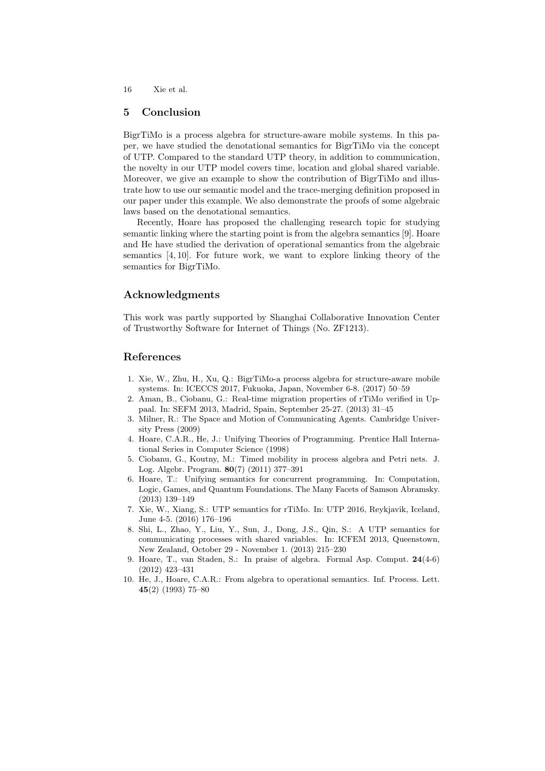## 5 Conclusion

BigrTiMo is a process algebra for structure-aware mobile systems. In this paper, we have studied the denotational semantics for BigrTiMo via the concept of UTP. Compared to the standard UTP theory, in addition to communication, the novelty in our UTP model covers time, location and global shared variable. Moreover, we give an example to show the contribution of BigrTiMo and illustrate how to use our semantic model and the trace-merging definition proposed in our paper under this example. We also demonstrate the proofs of some algebraic laws based on the denotational semantics.

Recently, Hoare has proposed the challenging research topic for studying semantic linking where the starting point is from the algebra semantics [9]. Hoare and He have studied the derivation of operational semantics from the algebraic semantics [4, 10]. For future work, we want to explore linking theory of the semantics for BigrTiMo.

## Acknowledgments

This work was partly supported by Shanghai Collaborative Innovation Center of Trustworthy Software for Internet of Things (No. ZF1213).

## References

1. Xie, W., Zhu, H., Xu, Q.: BigrTiMo-a process algebra for structure-aware mobile systems. In: ICECCS 2017, Fukuoka, Japan, November 6-8. (2017) 50–59
2. Aman, B., Ciobanu, G.: Real-time migration properties of rTiMo verified in Uppaal. In: SEFM 2013, Madrid, Spain, September 25-27. (2013) 31–45
3. Milner, R.: The Space and Motion of Communicating Agents. Cambridge University Press (2009)
4. Hoare, C.A.R., He, J.: Unifying Theories of Programming. Prentice Hall International Series in Computer Science (1998)
5. Ciobanu, G., Koutny, M.: Timed mobility in process algebra and Petri nets. J. Log. Algebr. Program. **80**(7) (2011) 377–391
6. Hoare, T.: Unifying semantics for concurrent programming. In: Computation, Logic, Games, and Quantum Foundations. The Many Facets of Samson Abramsky. (2013) 139–149
7. Xie, W., Xiang, S.: UTP semantics for rTiMo. In: UTP 2016, Reykjavik, Iceland, June 4-5. (2016) 176–196
8. Shi, L., Zhao, Y., Liu, Y., Sun, J., Dong, J.S., Qin, S.: A UTP semantics for communicating processes with shared variables. In: ICFEM 2013, Queenstown, New Zealand, October 29 - November 1. (2013) 215–230
9. Hoare, T., van Staden, S.: In praise of algebra. Formal Asp. Comput. **24**(4-6) (2012) 423–431
10. He, J., Hoare, C.A.R.: From algebra to operational semantics. Inf. Process. Lett. **45**(2) (1993) 75–80